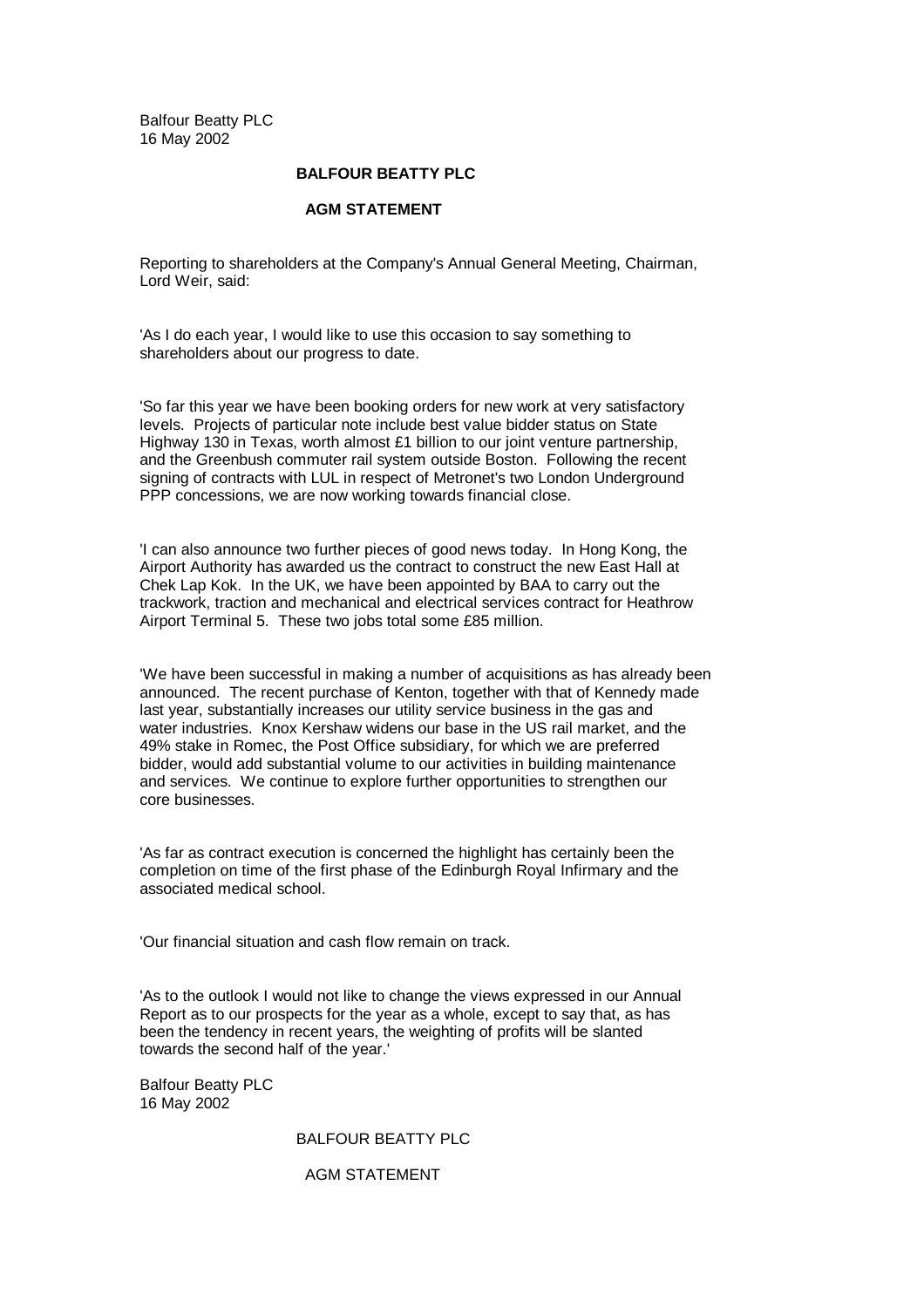Balfour Beatty PLC
16 May 2002

**BALFOUR BEATTY PLC**

**AGM STATEMENT**

Reporting to shareholders at the Company's Annual General Meeting, Chairman, Lord Weir, said:

'As I do each year, I would like to use this occasion to say something to shareholders about our progress to date.

'So far this year we have been booking orders for new work at very satisfactory levels. Projects of particular note include best value bidder status on State Highway 130 in Texas, worth almost £1 billion to our joint venture partnership, and the Greenbush commuter rail system outside Boston. Following the recent signing of contracts with LUL in respect of Metronet's two London Underground PPP concessions, we are now working towards financial close.

'I can also announce two further pieces of good news today. In Hong Kong, the Airport Authority has awarded us the contract to construct the new East Hall at Chek Lap Kok. In the UK, we have been appointed by BAA to carry out the trackwork, traction and mechanical and electrical services contract for Heathrow Airport Terminal 5. These two jobs total some £85 million.

'We have been successful in making a number of acquisitions as has already been announced. The recent purchase of Kenton, together with that of Kennedy made last year, substantially increases our utility service business in the gas and water industries. Knox Kershaw widens our base in the US rail market, and the 49% stake in Romec, the Post Office subsidiary, for which we are preferred bidder, would add substantial volume to our activities in building maintenance and services. We continue to explore further opportunities to strengthen our core businesses.

'As far as contract execution is concerned the highlight has certainly been the completion on time of the first phase of the Edinburgh Royal Infirmary and the associated medical school.

'Our financial situation and cash flow remain on track.

'As to the outlook I would not like to change the views expressed in our Annual Report as to our prospects for the year as a whole, except to say that, as has been the tendency in recent years, the weighting of profits will be slanted towards the second half of the year.'

Balfour Beatty PLC
16 May 2002

BALFOUR BEATTY PLC

AGM STATEMENT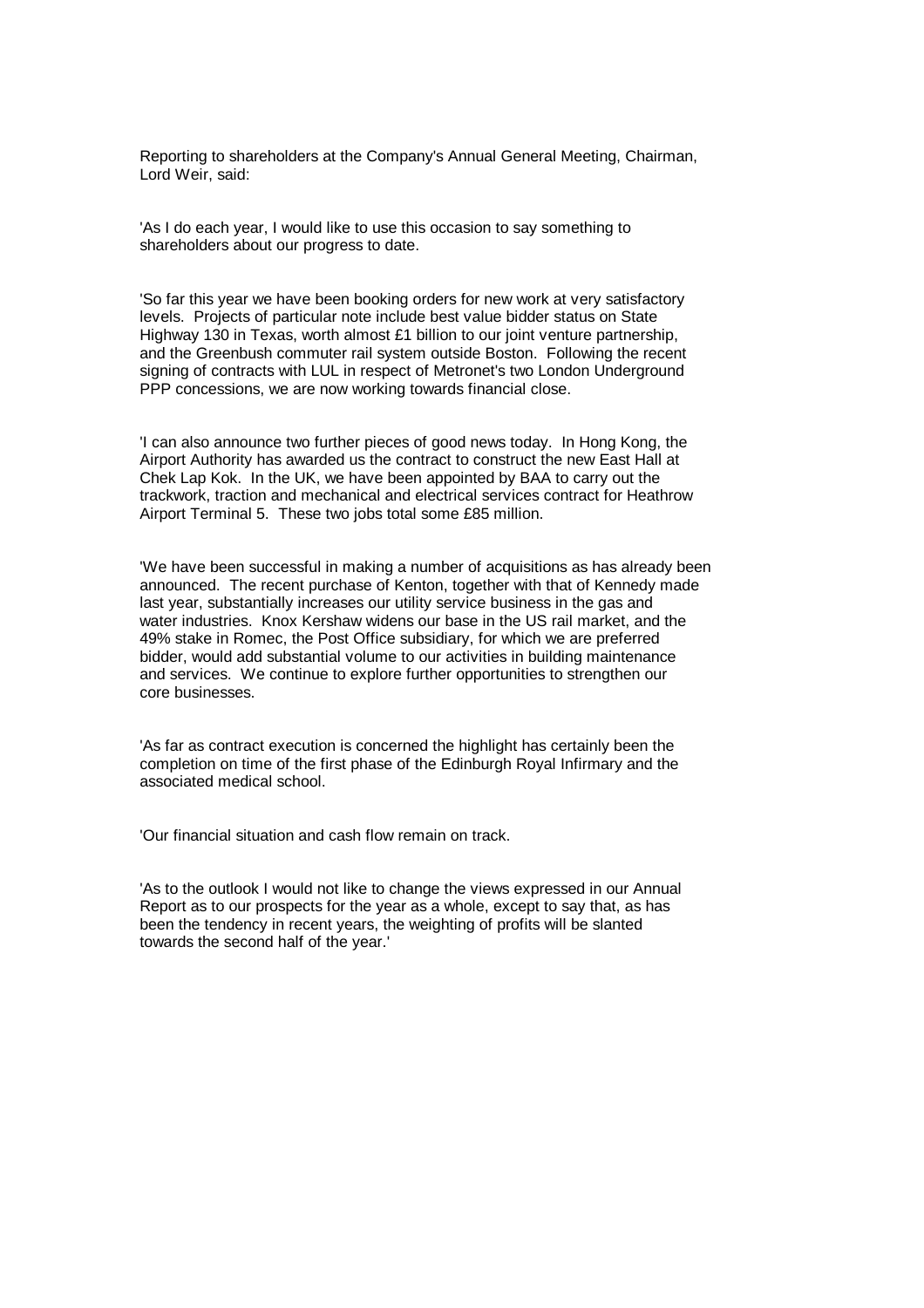Reporting to shareholders at the Company's Annual General Meeting, Chairman, Lord Weir, said:

'As I do each year, I would like to use this occasion to say something to shareholders about our progress to date.

'So far this year we have been booking orders for new work at very satisfactory levels. Projects of particular note include best value bidder status on State Highway 130 in Texas, worth almost £1 billion to our joint venture partnership, and the Greenbush commuter rail system outside Boston. Following the recent signing of contracts with LUL in respect of Metronet's two London Underground PPP concessions, we are now working towards financial close.

'I can also announce two further pieces of good news today. In Hong Kong, the Airport Authority has awarded us the contract to construct the new East Hall at Chek Lap Kok. In the UK, we have been appointed by BAA to carry out the trackwork, traction and mechanical and electrical services contract for Heathrow Airport Terminal 5. These two jobs total some £85 million.

'We have been successful in making a number of acquisitions as has already been announced. The recent purchase of Kenton, together with that of Kennedy made last year, substantially increases our utility service business in the gas and water industries. Knox Kershaw widens our base in the US rail market, and the 49% stake in Romec, the Post Office subsidiary, for which we are preferred bidder, would add substantial volume to our activities in building maintenance and services. We continue to explore further opportunities to strengthen our core businesses.

'As far as contract execution is concerned the highlight has certainly been the completion on time of the first phase of the Edinburgh Royal Infirmary and the associated medical school.

'Our financial situation and cash flow remain on track.

'As to the outlook I would not like to change the views expressed in our Annual Report as to our prospects for the year as a whole, except to say that, as has been the tendency in recent years, the weighting of profits will be slanted towards the second half of the year.'